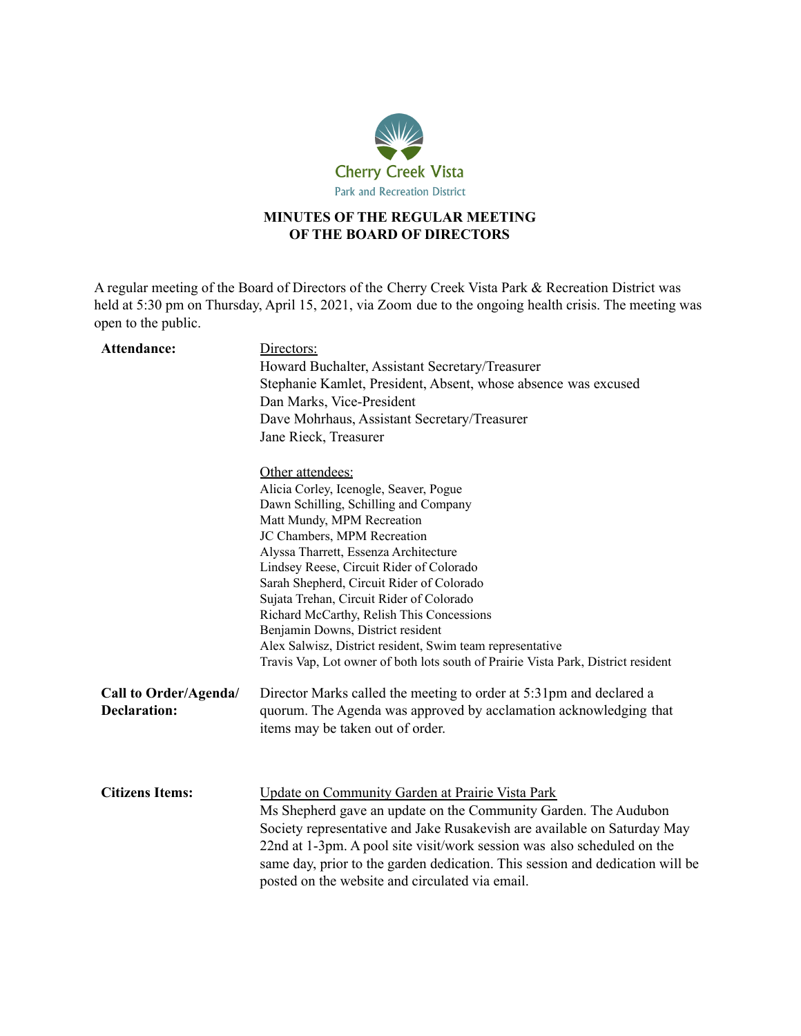Cherry Creek Vista

Park and Recreation District

## MINUTES OF THE REGULAR MEETING OF THE BOARD OF DIRECTORS

A regular meeting of the Board of Directors of the Cherry Creek Vista Park & Recreation District was held at 5:30 pm on Thursday, April 15, 2021, via Zoom due to the ongoing health crisis. The meeting was open to the public.

**Attendance:**

Directors:

Howard Buchalter, Assistant Secretary/Treasurer
Stephanie Kamlet, President, Absent, whose absence was excused
Dan Marks, Vice-President
Dave Mohrhaus, Assistant Secretary/Treasurer
Jane Rieck, Treasurer

Other attendees:

Alicia Corley, Icenogle, Seaver, Pogue
Dawn Schilling, Schilling and Company
Matt Mundy, MPM Recreation
JC Chambers, MPM Recreation
Alyssa Tharrett, Essenza Architecture
Lindsey Reese, Circuit Rider of Colorado
Sarah Shepherd, Circuit Rider of Colorado
Sujata Trehan, Circuit Rider of Colorado
Richard McCarthy, Relish This Concessions
Benjamin Downs, District resident
Alex Salwisz, District resident, Swim team representative
Travis Vap, Lot owner of both lots south of Prairie Vista Park, District resident

**Call to Order/Agenda/ Declaration:**

Director Marks called the meeting to order at 5:31pm and declared a quorum. The Agenda was approved by acclamation acknowledging that items may be taken out of order.

**Citizens Items:**

Update on Community Garden at Prairie Vista Park

Ms Shepherd gave an update on the Community Garden. The Audubon Society representative and Jake Rusakevish are available on Saturday May 22nd at 1-3pm. A pool site visit/work session was also scheduled on the same day, prior to the garden dedication. This session and dedication will be posted on the website and circulated via email.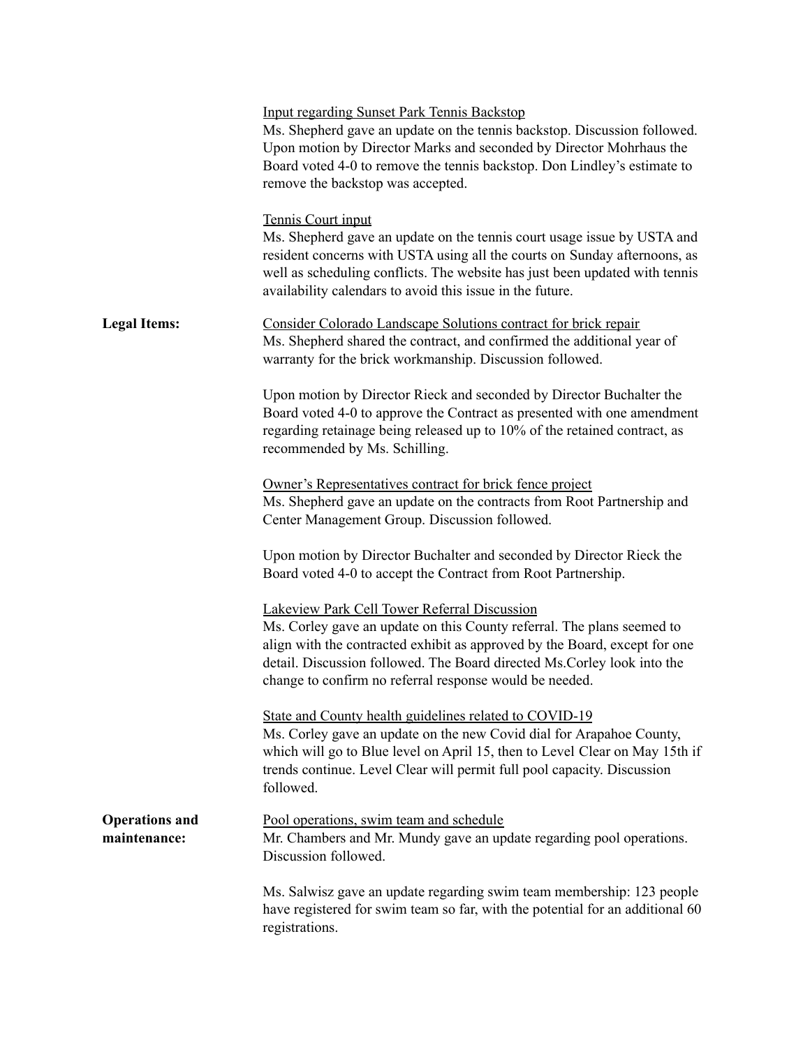Input regarding Sunset Park Tennis Backstop

Ms. Shepherd gave an update on the tennis backstop. Discussion followed. Upon motion by Director Marks and seconded by Director Mohrhaus the Board voted 4-0 to remove the tennis backstop. Don Lindley's estimate to remove the backstop was accepted.

Tennis Court input

Ms. Shepherd gave an update on the tennis court usage issue by USTA and resident concerns with USTA using all the courts on Sunday afternoons, as well as scheduling conflicts. The website has just been updated with tennis availability calendars to avoid this issue in the future.

**Legal Items:**

Consider Colorado Landscape Solutions contract for brick repair

Ms. Shepherd shared the contract, and confirmed the additional year of warranty for the brick workmanship. Discussion followed.

Upon motion by Director Rieck and seconded by Director Buchalter the Board voted 4-0 to approve the Contract as presented with one amendment regarding retainage being released up to 10% of the retained contract, as recommended by Ms. Schilling.

Owner's Representatives contract for brick fence project

Ms. Shepherd gave an update on the contracts from Root Partnership and Center Management Group. Discussion followed.

Upon motion by Director Buchalter and seconded by Director Rieck the Board voted 4-0 to accept the Contract from Root Partnership.

Lakeview Park Cell Tower Referral Discussion

Ms. Corley gave an update on this County referral. The plans seemed to align with the contracted exhibit as approved by the Board, except for one detail. Discussion followed. The Board directed Ms.Corley look into the change to confirm no referral response would be needed.

State and County health guidelines related to COVID-19

Ms. Corley gave an update on the new Covid dial for Arapahoe County, which will go to Blue level on April 15, then to Level Clear on May 15th if trends continue. Level Clear will permit full pool capacity. Discussion followed.

**Operations and maintenance:**

Pool operations, swim team and schedule

Mr. Chambers and Mr. Mundy gave an update regarding pool operations. Discussion followed.

Ms. Salwisz gave an update regarding swim team membership: 123 people have registered for swim team so far, with the potential for an additional 60 registrations.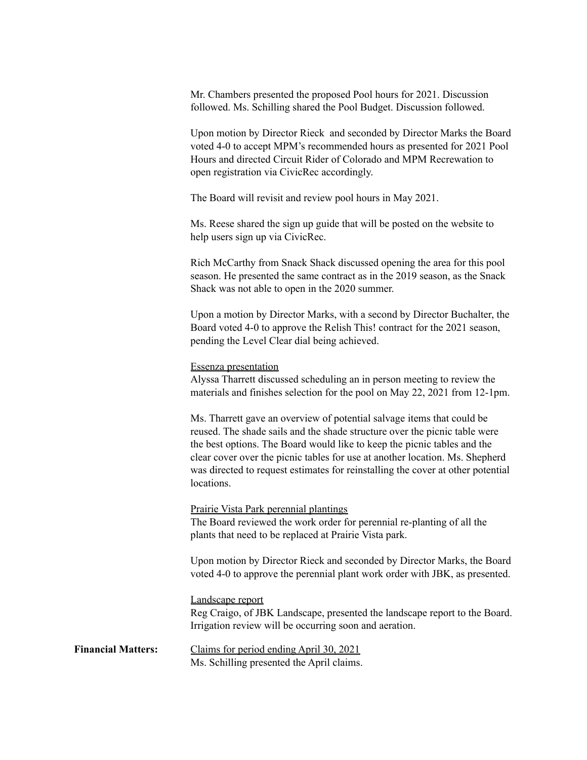Mr. Chambers presented the proposed Pool hours for 2021. Discussion followed. Ms. Schilling shared the Pool Budget. Discussion followed.

Upon motion by Director Rieck and seconded by Director Marks the Board voted 4-0 to accept MPM's recommended hours as presented for 2021 Pool Hours and directed Circuit Rider of Colorado and MPM Recrewation to open registration via CivicRec accordingly.

The Board will revisit and review pool hours in May 2021.

Ms. Reese shared the sign up guide that will be posted on the website to help users sign up via CivicRec.

Rich McCarthy from Snack Shack discussed opening the area for this pool season. He presented the same contract as in the 2019 season, as the Snack Shack was not able to open in the 2020 summer.

Upon a motion by Director Marks, with a second by Director Buchalter, the Board voted 4-0 to approve the Relish This! contract for the 2021 season, pending the Level Clear dial being achieved.

<u>Essenza presentation</u>
Alyssa Tharrett discussed scheduling an in person meeting to review the materials and finishes selection for the pool on May 22, 2021 from 12-1pm.

Ms. Tharrett gave an overview of potential salvage items that could be reused. The shade sails and the shade structure over the picnic table were the best options. The Board would like to keep the picnic tables and the clear cover over the picnic tables for use at another location. Ms. Shepherd was directed to request estimates for reinstalling the cover at other potential locations.

<u>Prairie Vista Park perennial plantings</u>
The Board reviewed the work order for perennial re-planting of all the plants that need to be replaced at Prairie Vista park.

Upon motion by Director Rieck and seconded by Director Marks, the Board voted 4-0 to approve the perennial plant work order with JBK, as presented.

<u>Landscape report</u>
Reg Craigo, of JBK Landscape, presented the landscape report to the Board. Irrigation review will be occurring soon and aeration.

**Financial Matters:**

<u>Claims for period ending April 30, 2021</u>
Ms. Schilling presented the April claims.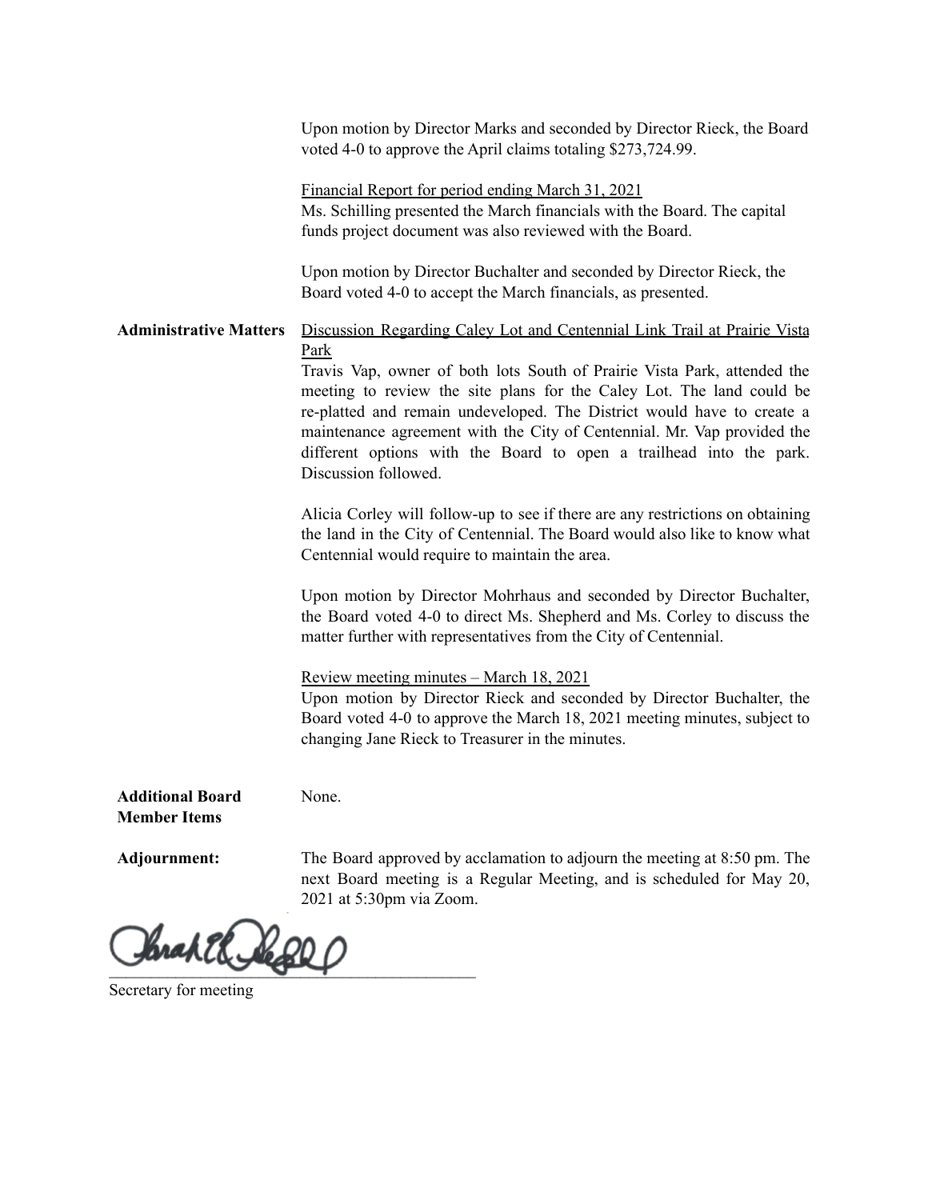Upon motion by Director Marks and seconded by Director Rieck, the Board voted 4-0 to approve the April claims totaling $273,724.99.

Financial Report for period ending March 31, 2021

Ms. Schilling presented the March financials with the Board. The capital funds project document was also reviewed with the Board.

Upon motion by Director Buchalter and seconded by Director Rieck, the Board voted 4-0 to accept the March financials, as presented.

**Administrative Matters**

Discussion Regarding Caley Lot and Centennial Link Trail at Prairie Vista Park

Travis Vap, owner of both lots South of Prairie Vista Park, attended the meeting to review the site plans for the Caley Lot. The land could be re-platted and remain undeveloped. The District would have to create a maintenance agreement with the City of Centennial. Mr. Vap provided the different options with the Board to open a trailhead into the park. Discussion followed.

Alicia Corley will follow-up to see if there are any restrictions on obtaining the land in the City of Centennial. The Board would also like to know what Centennial would require to maintain the area.

Upon motion by Director Mohrhaus and seconded by Director Buchalter, the Board voted 4-0 to direct Ms. Shepherd and Ms. Corley to discuss the matter further with representatives from the City of Centennial.

Review meeting minutes – March 18, 2021

Upon motion by Director Rieck and seconded by Director Buchalter, the Board voted 4-0 to approve the March 18, 2021 meeting minutes, subject to changing Jane Rieck to Treasurer in the minutes.

**Additional Board Member Items**

None.

**Adjournment:**

The Board approved by acclamation to adjourn the meeting at 8:50 pm. The next Board meeting is a Regular Meeting, and is scheduled for May 20, 2021 at 5:30pm via Zoom.

______________________________________

Secretary for meeting